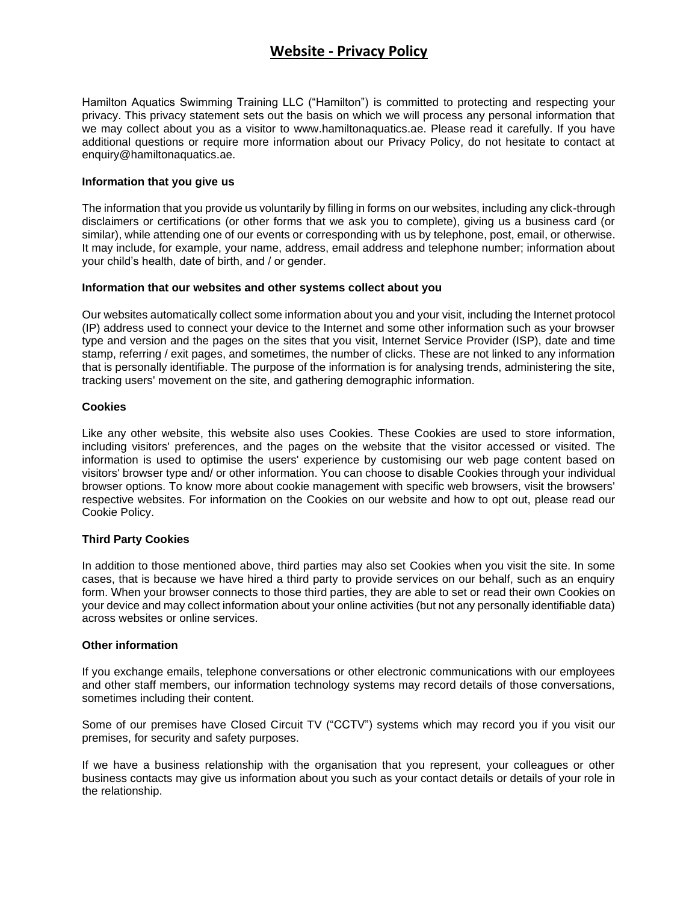# Website - Privacy Policy

Hamilton Aquatics Swimming Training LLC ("Hamilton") is committed to protecting and respecting your privacy. This privacy statement sets out the basis on which we will process any personal information that we may collect about you as a visitor to www.hamiltonaquatics.ae. Please read it carefully. If you have additional questions or require more information about our Privacy Policy, do not hesitate to contact at enquiry@hamiltonaquatics.ae.

**Information that you give us**

The information that you provide us voluntarily by filling in forms on our websites, including any click-through disclaimers or certifications (or other forms that we ask you to complete), giving us a business card (or similar), while attending one of our events or corresponding with us by telephone, post, email, or otherwise. It may include, for example, your name, address, email address and telephone number; information about your child's health, date of birth, and / or gender.

**Information that our websites and other systems collect about you**

Our websites automatically collect some information about you and your visit, including the Internet protocol (IP) address used to connect your device to the Internet and some other information such as your browser type and version and the pages on the sites that you visit, Internet Service Provider (ISP), date and time stamp, referring / exit pages, and sometimes, the number of clicks. These are not linked to any information that is personally identifiable. The purpose of the information is for analysing trends, administering the site, tracking users' movement on the site, and gathering demographic information.

**Cookies**

Like any other website, this website also uses Cookies. These Cookies are used to store information, including visitors' preferences, and the pages on the website that the visitor accessed or visited. The information is used to optimise the users' experience by customising our web page content based on visitors' browser type and/ or other information. You can choose to disable Cookies through your individual browser options. To know more about cookie management with specific web browsers, visit the browsers' respective websites. For information on the Cookies on our website and how to opt out, please read our Cookie Policy.

**Third Party Cookies**

In addition to those mentioned above, third parties may also set Cookies when you visit the site. In some cases, that is because we have hired a third party to provide services on our behalf, such as an enquiry form. When your browser connects to those third parties, they are able to set or read their own Cookies on your device and may collect information about your online activities (but not any personally identifiable data) across websites or online services.

**Other information**

If you exchange emails, telephone conversations or other electronic communications with our employees and other staff members, our information technology systems may record details of those conversations, sometimes including their content.

Some of our premises have Closed Circuit TV ("CCTV") systems which may record you if you visit our premises, for security and safety purposes.

If we have a business relationship with the organisation that you represent, your colleagues or other business contacts may give us information about you such as your contact details or details of your role in the relationship.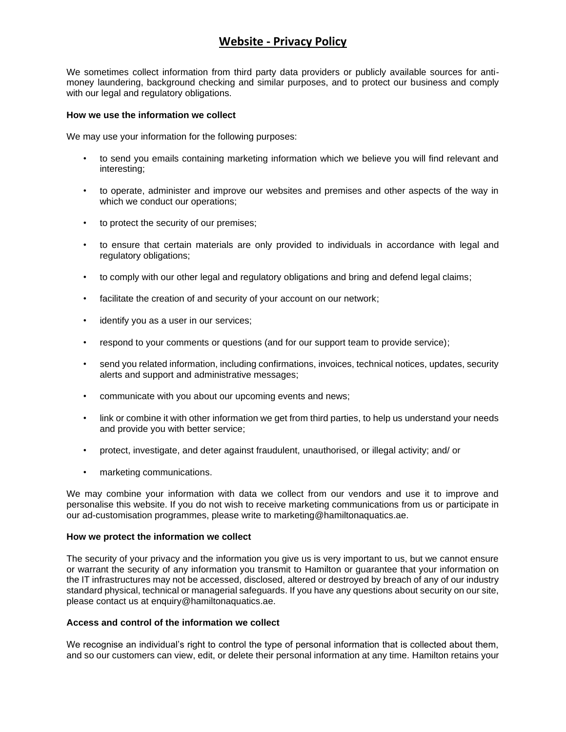# Website - Privacy Policy

We sometimes collect information from third party data providers or publicly available sources for anti-money laundering, background checking and similar purposes, and to protect our business and comply with our legal and regulatory obligations.

**How we use the information we collect**

We may use your information for the following purposes:

- to send you emails containing marketing information which we believe you will find relevant and interesting;
- to operate, administer and improve our websites and premises and other aspects of the way in which we conduct our operations;
- to protect the security of our premises;
- to ensure that certain materials are only provided to individuals in accordance with legal and regulatory obligations;
- to comply with our other legal and regulatory obligations and bring and defend legal claims;
- facilitate the creation of and security of your account on our network;
- identify you as a user in our services;
- respond to your comments or questions (and for our support team to provide service);
- send you related information, including confirmations, invoices, technical notices, updates, security alerts and support and administrative messages;
- communicate with you about our upcoming events and news;
- link or combine it with other information we get from third parties, to help us understand your needs and provide you with better service;
- protect, investigate, and deter against fraudulent, unauthorised, or illegal activity; and/ or
- marketing communications.

We may combine your information with data we collect from our vendors and use it to improve and personalise this website. If you do not wish to receive marketing communications from us or participate in our ad-customisation programmes, please write to marketing@hamiltonaquatics.ae.

**How we protect the information we collect**

The security of your privacy and the information you give us is very important to us, but we cannot ensure or warrant the security of any information you transmit to Hamilton or guarantee that your information on the IT infrastructures may not be accessed, disclosed, altered or destroyed by breach of any of our industry standard physical, technical or managerial safeguards. If you have any questions about security on our site, please contact us at enquiry@hamiltonaquatics.ae.

**Access and control of the information we collect**

We recognise an individual's right to control the type of personal information that is collected about them, and so our customers can view, edit, or delete their personal information at any time. Hamilton retains your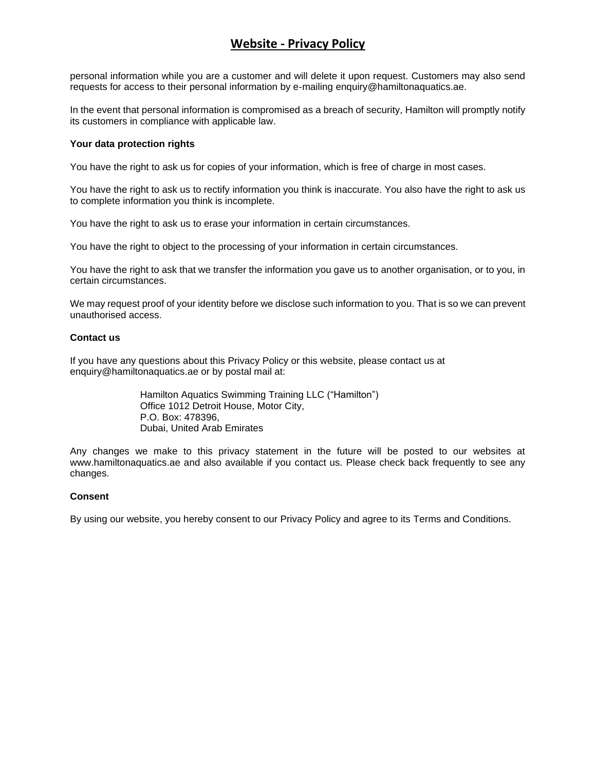personal information while you are a customer and will delete it upon request. Customers may also send requests for access to their personal information by e-mailing enquiry@hamiltonaquatics.ae.

In the event that personal information is compromised as a breach of security, Hamilton will promptly notify its customers in compliance with applicable law.

**Your data protection rights**

You have the right to ask us for copies of your information, which is free of charge in most cases.

You have the right to ask us to rectify information you think is inaccurate. You also have the right to ask us to complete information you think is incomplete.

You have the right to ask us to erase your information in certain circumstances.

You have the right to object to the processing of your information in certain circumstances.

You have the right to ask that we transfer the information you gave us to another organisation, or to you, in certain circumstances.

We may request proof of your identity before we disclose such information to you. That is so we can prevent unauthorised access.

**Contact us**

If you have any questions about this Privacy Policy or this website, please contact us at enquiry@hamiltonaquatics.ae or by postal mail at:

> Hamilton Aquatics Swimming Training LLC ("Hamilton")
> Office 1012 Detroit House, Motor City,
> P.O. Box: 478396,
> Dubai, United Arab Emirates

Any changes we make to this privacy statement in the future will be posted to our websites at www.hamiltonaquatics.ae and also available if you contact us. Please check back frequently to see any changes.

**Consent**

By using our website, you hereby consent to our Privacy Policy and agree to its Terms and Conditions.